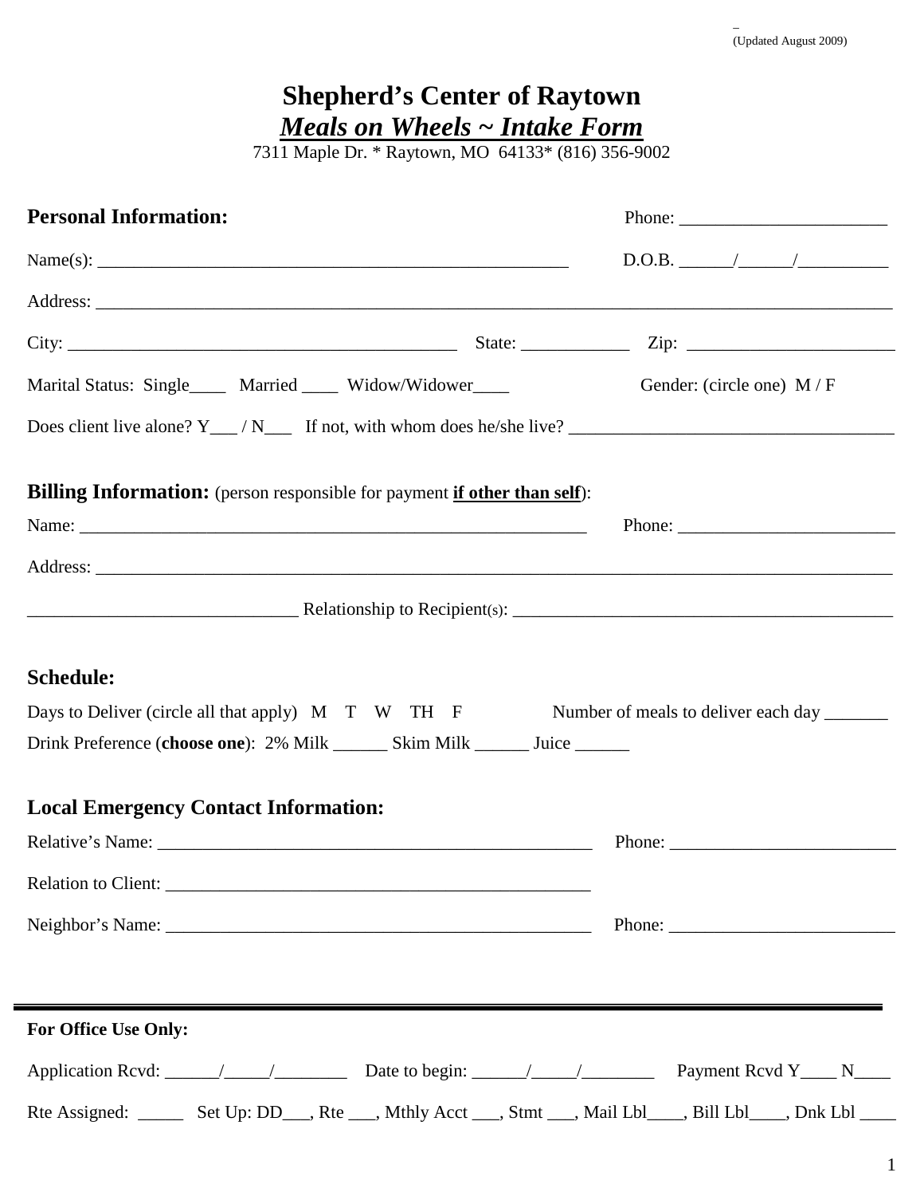(Updated August 2009)

# Shepherd's Center of Raytown

## *Meals on Wheels ~ Intake Form*

7311 Maple Dr. * Raytown, MO 64133* (816) 356-9002

**Personal Information:** Phone: _______________________

Name(s): _____________________________________________________ D.O.B. ______/______/__________

Address: _____________________________________________________________________________________________

City: ____________________________________________ State: ____________ Zip: _______________________

Marital Status: Single____ Married ____ Widow/Widower____ Gender: (circle one) M / F

Does client live alone? Y___ / N___ If not, with whom does he/she live? ___________________________________

**Billing Information:** (person responsible for payment **if other than self**):

Name: __________________________________________________________ Phone: ________________________

Address: _____________________________________________________________________________________________

______________________________ Relationship to Recipient(s): ___________________________________________

**Schedule:**

Days to Deliver (circle all that apply) M T W TH F Number of meals to deliver each day _______

Drink Preference (**choose one**): 2% Milk ______ Skim Milk ______ Juice ______

**Local Emergency Contact Information:**

Relative's Name: _________________________________________________ Phone: _________________________

Relation to Client: _______________________________________________

Neighbor's Name: ________________________________________________ Phone: _________________________

---

**For Office Use Only:**

Application Rcvd: ______/_____/________ Date to begin: ______/_____/________ Payment Rcvd Y____ N____

Rte Assigned: _____ Set Up: DD___, Rte ___, Mthly Acct ___, Stmt ___, Mail Lbl____, Bill Lbl____, Dnk Lbl ____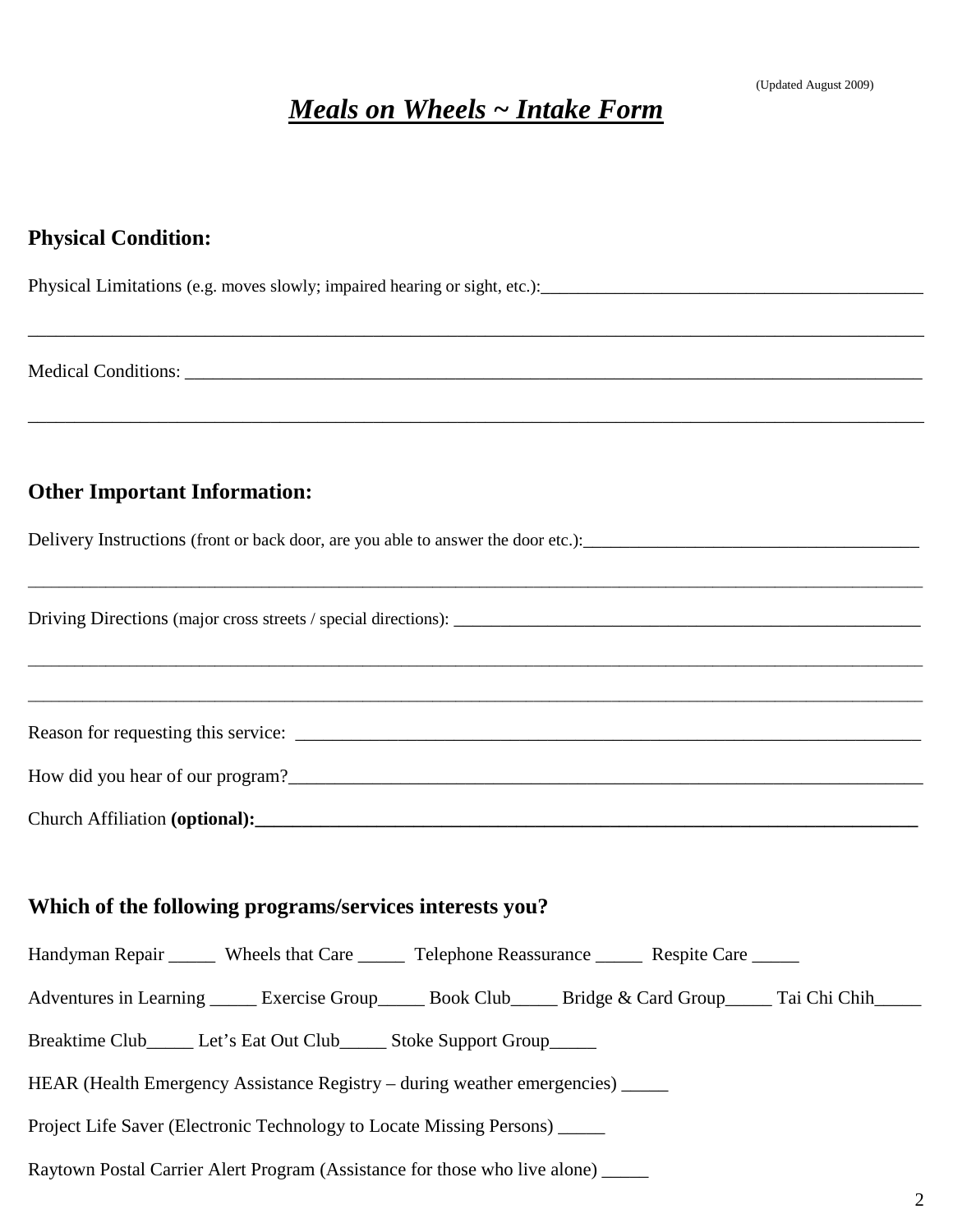(Updated August 2009)

# ***Meals on Wheels ~ Intake Form***

## **Physical Condition:**

Physical Limitations (e.g. moves slowly; impaired hearing or sight, etc.):___________________________________________

_____________________________________________________________________________________________

Medical Conditions: _________________________________________________________________________

_____________________________________________________________________________________________

## **Other Important Information:**

Delivery Instructions (front or back door, are you able to answer the door etc.):_____________________________________

_____________________________________________________________________________________________

Driving Directions (major cross streets / special directions): ______________________________________________________

_____________________________________________________________________________________________

_____________________________________________________________________________________________

Reason for requesting this service: ______________________________________________________________________

How did you hear of our program?_______________________________________________________________________

Church Affiliation **(optional):_________________________________________________________________________**

## **Which of the following programs/services interests you?**

Handyman Repair _____ Wheels that Care _____ Telephone Reassurance _____ Respite Care _____

Adventures in Learning _____ Exercise Group_____ Book Club_____ Bridge & Card Group_____ Tai Chi Chih_____

Breaktime Club_____ Let's Eat Out Club_____ Stoke Support Group_____

HEAR (Health Emergency Assistance Registry – during weather emergencies) _____

Project Life Saver (Electronic Technology to Locate Missing Persons) _____

Raytown Postal Carrier Alert Program (Assistance for those who live alone) _____